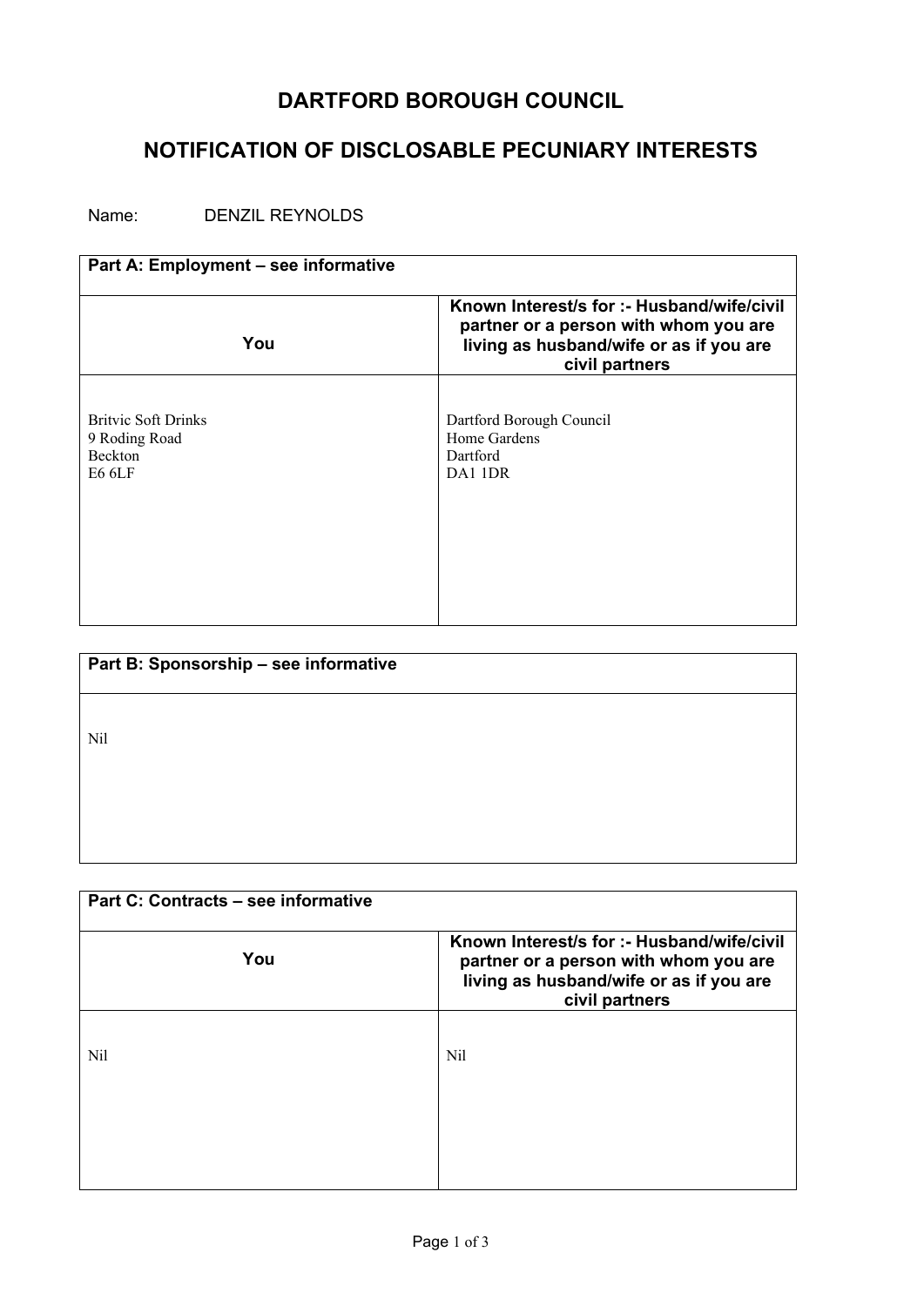# DARTFORD BOROUGH COUNCIL

## NOTIFICATION OF DISCLOSABLE PECUNIARY INTERESTS

Name: DENZIL REYNOLDS

| **Part A: Employment – see informative** | |
|---|---|
| **You** | **Known Interest/s for :- Husband/wife/civil partner or a person with whom you are living as husband/wife or as if you are civil partners** |
| Britvic Soft Drinks<br>9 Roding Road<br>Beckton<br>E6 6LF | Dartford Borough Council<br>Home Gardens<br>Dartford<br>DA1 1DR |

| **Part B: Sponsorship – see informative** |
|---|
| Nil |

| **Part C: Contracts – see informative** | |
|---|---|
| **You** | **Known Interest/s for :- Husband/wife/civil partner or a person with whom you are living as husband/wife or as if you are civil partners** |
| Nil | Nil |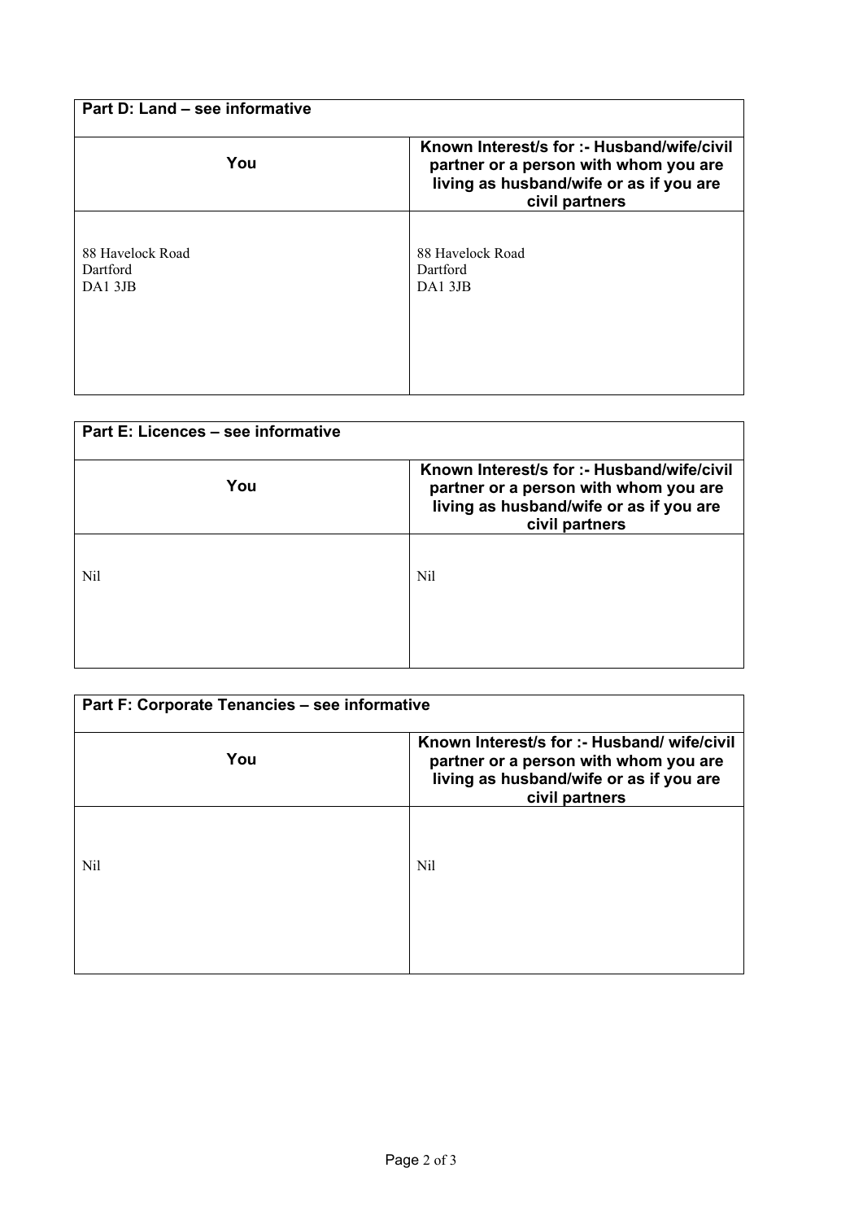| Part D: Land – see informative | |
|---|---|
| **You** | **Known Interest/s for :- Husband/wife/civil partner or a person with whom you are living as husband/wife or as if you are civil partners** |
| 88 Havelock Road<br>Dartford<br>DA1 3JB | 88 Havelock Road<br>Dartford<br>DA1 3JB |

| Part E: Licences – see informative | |
|---|---|
| **You** | **Known Interest/s for :- Husband/wife/civil partner or a person with whom you are living as husband/wife or as if you are civil partners** |
| Nil | Nil |

| Part F: Corporate Tenancies – see informative | |
|---|---|
| **You** | **Known Interest/s for :- Husband/ wife/civil partner or a person with whom you are living as husband/wife or as if you are civil partners** |
| Nil | Nil |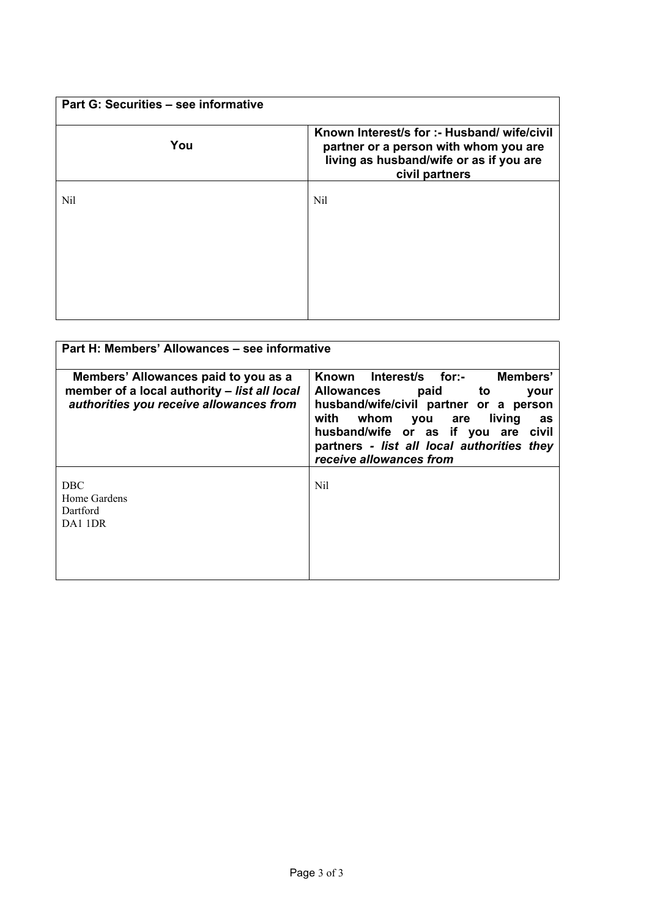| **Part G: Securities – see informative** | |
|---|---|
| **You** | **Known Interest/s for :- Husband/ wife/civil partner or a person with whom you are living as husband/wife or as if you are civil partners** |
| Nil | Nil |

| **Part H: Members' Allowances – see informative** | |
|---|---|
| **Members' Allowances paid to you as a member of a local authority – *list all local authorities you receive allowances from*** | **Known Interest/s for:- Members' Allowances paid to your husband/wife/civil partner or a person with whom you are living as husband/wife or as if you are civil partners - *list all local authorities they receive allowances from*** |
| DBC<br>Home Gardens<br>Dartford<br>DA1 1DR | Nil |